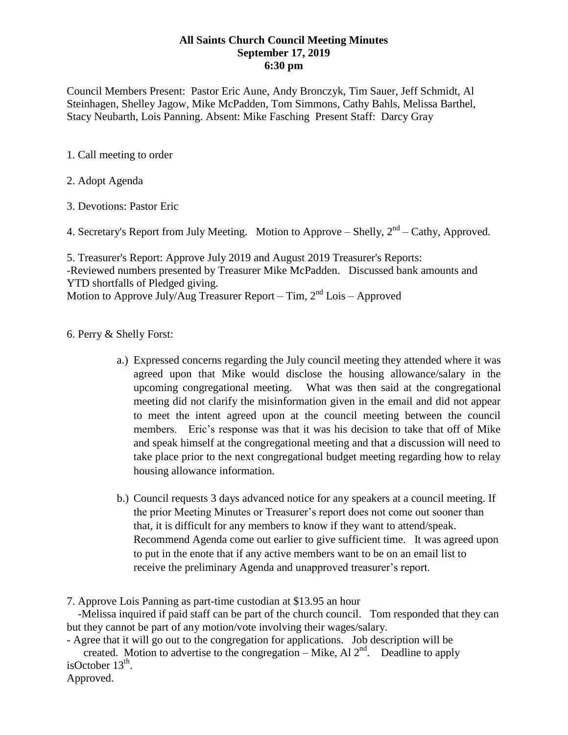**All Saints Church Council Meeting Minutes**
**September 17, 2019**
**6:30 pm**

Council Members Present: Pastor Eric Aune, Andy Bronczyk, Tim Sauer, Jeff Schmidt, Al Steinhagen, Shelley Jagow, Mike McPadden, Tom Simmons, Cathy Bahls, Melissa Barthel, Stacy Neubarth, Lois Panning. Absent: Mike Fasching Present Staff: Darcy Gray

1. Call meeting to order

2. Adopt Agenda

3. Devotions: Pastor Eric

4. Secretary's Report from July Meeting. Motion to Approve – Shelly, 2nd – Cathy, Approved.

5. Treasurer's Report: Approve July 2019 and August 2019 Treasurer's Reports:
-Reviewed numbers presented by Treasurer Mike McPadden. Discussed bank amounts and YTD shortfalls of Pledged giving.
Motion to Approve July/Aug Treasurer Report – Tim, 2nd Lois – Approved

6. Perry & Shelly Forst:

a.) Expressed concerns regarding the July council meeting they attended where it was agreed upon that Mike would disclose the housing allowance/salary in the upcoming congregational meeting. What was then said at the congregational meeting did not clarify the misinformation given in the email and did not appear to meet the intent agreed upon at the council meeting between the council members. Eric's response was that it was his decision to take that off of Mike and speak himself at the congregational meeting and that a discussion will need to take place prior to the next congregational budget meeting regarding how to relay housing allowance information.

b.) Council requests 3 days advanced notice for any speakers at a council meeting. If the prior Meeting Minutes or Treasurer's report does not come out sooner than that, it is difficult for any members to know if they want to attend/speak. Recommend Agenda come out earlier to give sufficient time. It was agreed upon to put in the enote that if any active members want to be on an email list to receive the preliminary Agenda and unapproved treasurer's report.

7. Approve Lois Panning as part-time custodian at $13.95 an hour
-Melissa inquired if paid staff can be part of the church council. Tom responded that they can but they cannot be part of any motion/vote involving their wages/salary.
- Agree that it will go out to the congregation for applications. Job description will be created. Motion to advertise to the congregation – Mike, Al 2nd. Deadline to apply isOctober 13th.
Approved.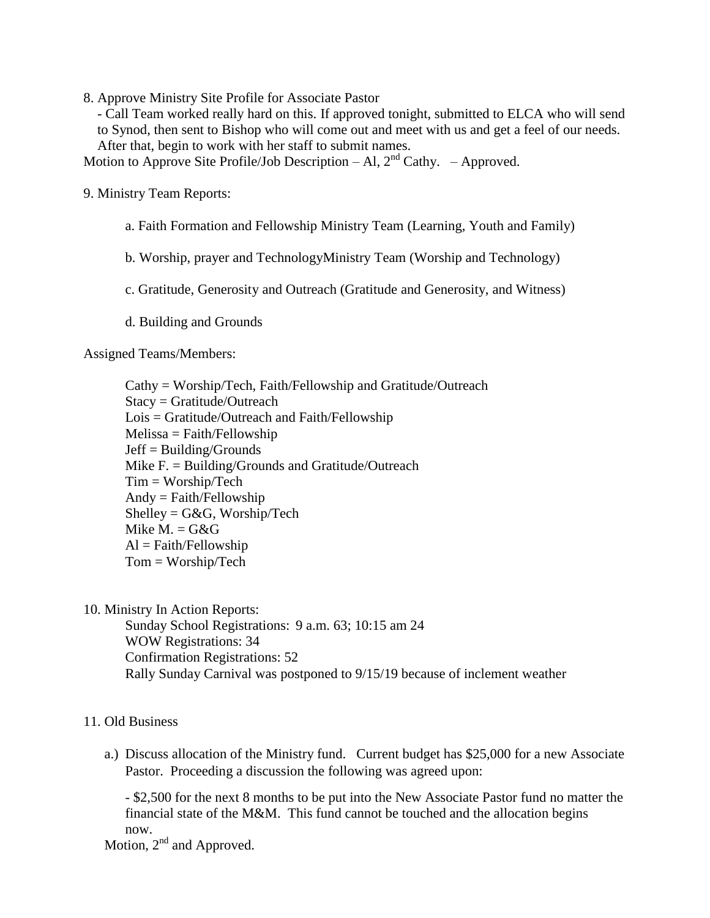8. Approve Ministry Site Profile for Associate Pastor
   - Call Team worked really hard on this. If approved tonight, submitted to ELCA who will send to Synod, then sent to Bishop who will come out and meet with us and get a feel of our needs. After that, begin to work with her staff to submit names.

Motion to Approve Site Profile/Job Description – Al, 2nd Cathy. – Approved.

9. Ministry Team Reports:

   a. Faith Formation and Fellowship Ministry Team (Learning, Youth and Family)

   b. Worship, prayer and TechnologyMinistry Team (Worship and Technology)

   c. Gratitude, Generosity and Outreach (Gratitude and Generosity, and Witness)

   d. Building and Grounds

Assigned Teams/Members:

Cathy = Worship/Tech, Faith/Fellowship and Gratitude/Outreach
Stacy = Gratitude/Outreach
Lois = Gratitude/Outreach and Faith/Fellowship
Melissa = Faith/Fellowship
Jeff = Building/Grounds
Mike F. = Building/Grounds and Gratitude/Outreach
Tim = Worship/Tech
Andy = Faith/Fellowship
Shelley = G&G, Worship/Tech
Mike M. = G&G
Al = Faith/Fellowship
Tom = Worship/Tech

10. Ministry In Action Reports:
   Sunday School Registrations: 9 a.m. 63; 10:15 am 24
   WOW Registrations: 34
   Confirmation Registrations: 52
   Rally Sunday Carnival was postponed to 9/15/19 because of inclement weather

11. Old Business

   a.) Discuss allocation of the Ministry fund. Current budget has $25,000 for a new Associate Pastor. Proceeding a discussion the following was agreed upon:

   - $2,500 for the next 8 months to be put into the New Associate Pastor fund no matter the financial state of the M&M. This fund cannot be touched and the allocation begins now.

Motion, 2nd and Approved.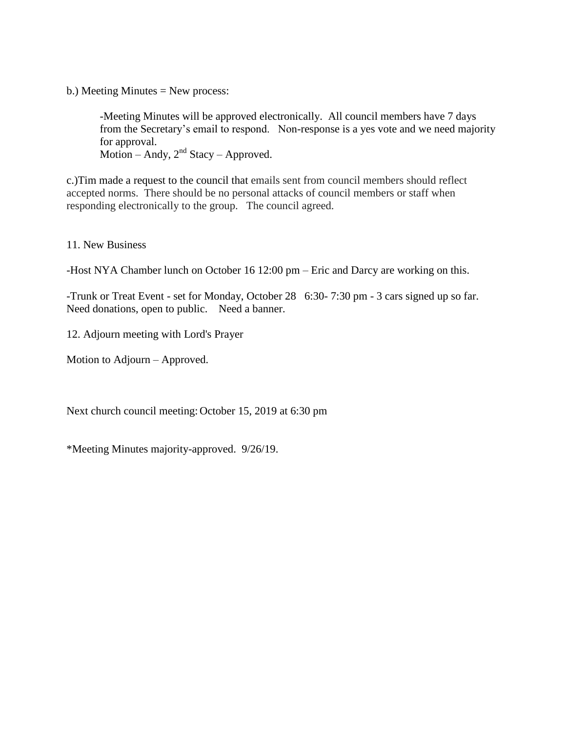b.) Meeting Minutes = New process:

> -Meeting Minutes will be approved electronically. All council members have 7 days from the Secretary's email to respond. Non-response is a yes vote and we need majority for approval.
> Motion – Andy, 2nd Stacy – Approved.

c.)Tim made a request to the council that emails sent from council members should reflect accepted norms. There should be no personal attacks of council members or staff when responding electronically to the group. The council agreed.

11. New Business

-Host NYA Chamber lunch on October 16 12:00 pm – Eric and Darcy are working on this.

-Trunk or Treat Event - set for Monday, October 28 6:30- 7:30 pm - 3 cars signed up so far. Need donations, open to public. Need a banner.

12. Adjourn meeting with Lord's Prayer

Motion to Adjourn – Approved.

Next church council meeting: October 15, 2019 at 6:30 pm

*Meeting Minutes majority-approved. 9/26/19.